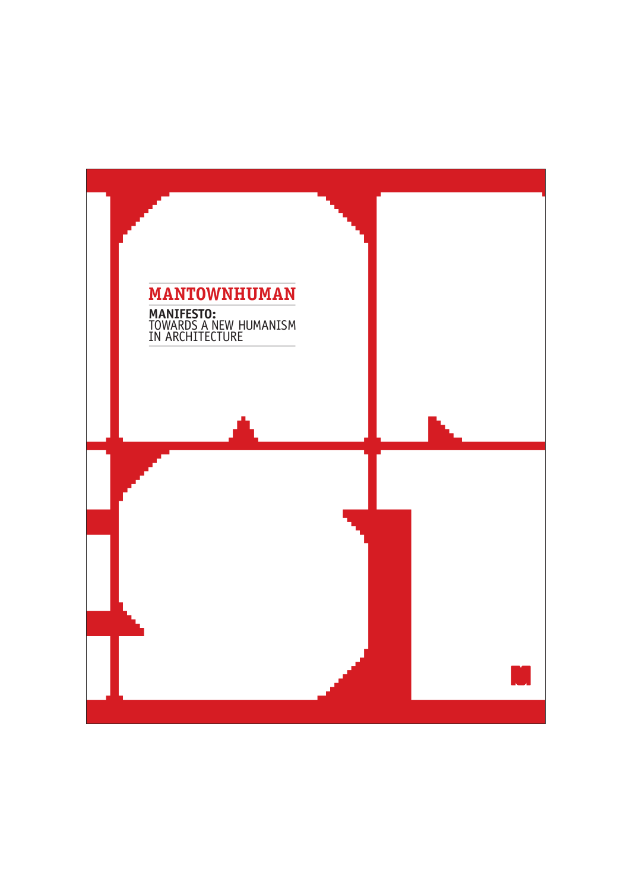# MANTOWNHUMAN

**MANIFESTO:**
TOWARDS A NEW HUMANISM
IN ARCHITECTURE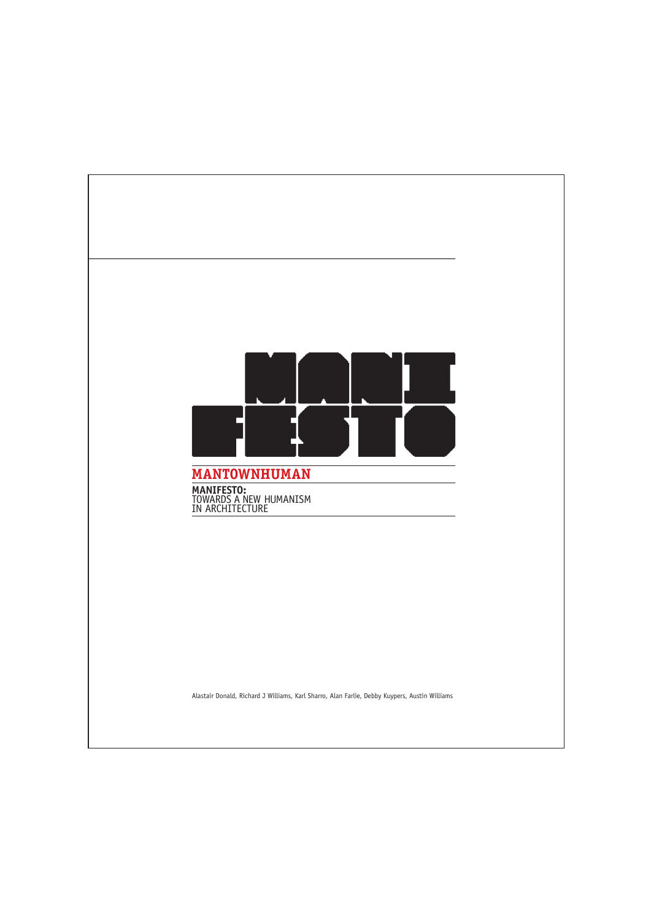# MANIFESTO

## MANTOWNHUMAN

**MANIFESTO:**
TOWARDS A NEW HUMANISM
IN ARCHITECTURE

Alastair Donald, Richard J Williams, Karl Sharro, Alan Farlie, Debby Kuypers, Austin Williams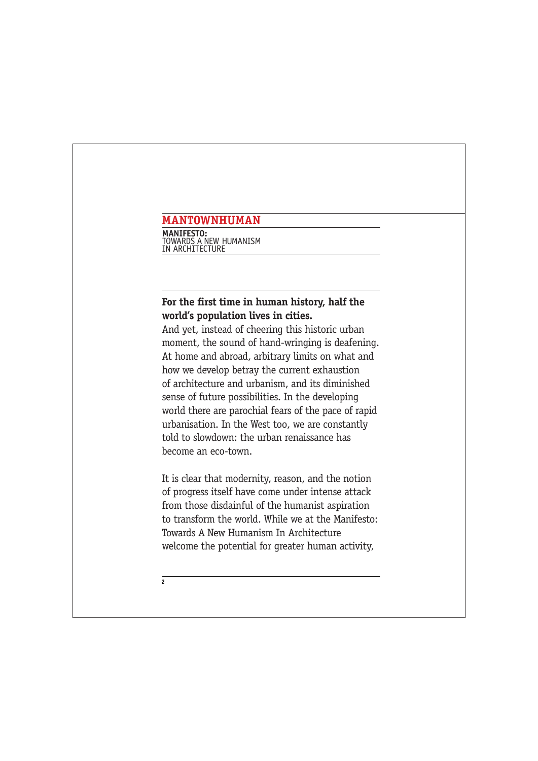# MANTOWNHUMAN

**MANIFESTO:**
TOWARDS A NEW HUMANISM
IN ARCHITECTURE

**For the first time in human history, half the world's population lives in cities.**
And yet, instead of cheering this historic urban moment, the sound of hand-wringing is deafening. At home and abroad, arbitrary limits on what and how we develop betray the current exhaustion of architecture and urbanism, and its diminished sense of future possibilities. In the developing world there are parochial fears of the pace of rapid urbanisation. In the West too, we are constantly told to slowdown: the urban renaissance has become an eco-town.

It is clear that modernity, reason, and the notion of progress itself have come under intense attack from those disdainful of the humanist aspiration to transform the world. While we at the Manifesto: Towards A New Humanism In Architecture welcome the potential for greater human activity,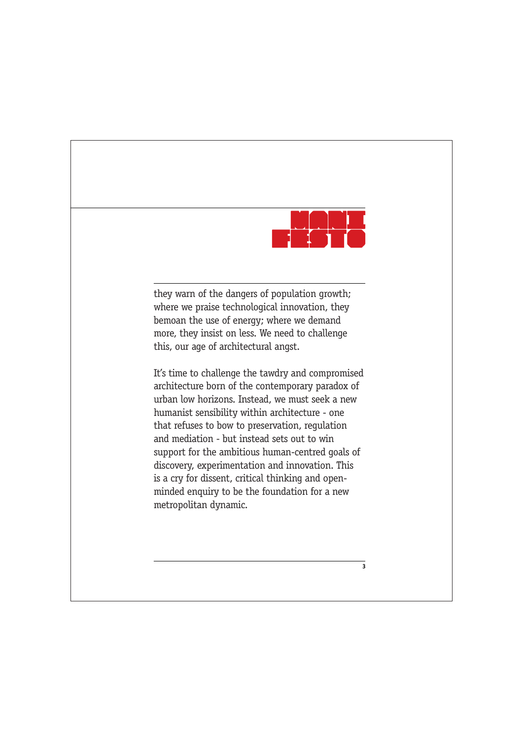# MANIFESTO

they warn of the dangers of population growth; where we praise technological innovation, they bemoan the use of energy; where we demand more, they insist on less. We need to challenge this, our age of architectural angst.

It's time to challenge the tawdry and compromised architecture born of the contemporary paradox of urban low horizons. Instead, we must seek a new humanist sensibility within architecture - one that refuses to bow to preservation, regulation and mediation - but instead sets out to win support for the ambitious human-centred goals of discovery, experimentation and innovation. This is a cry for dissent, critical thinking and open-minded enquiry to be the foundation for a new metropolitan dynamic.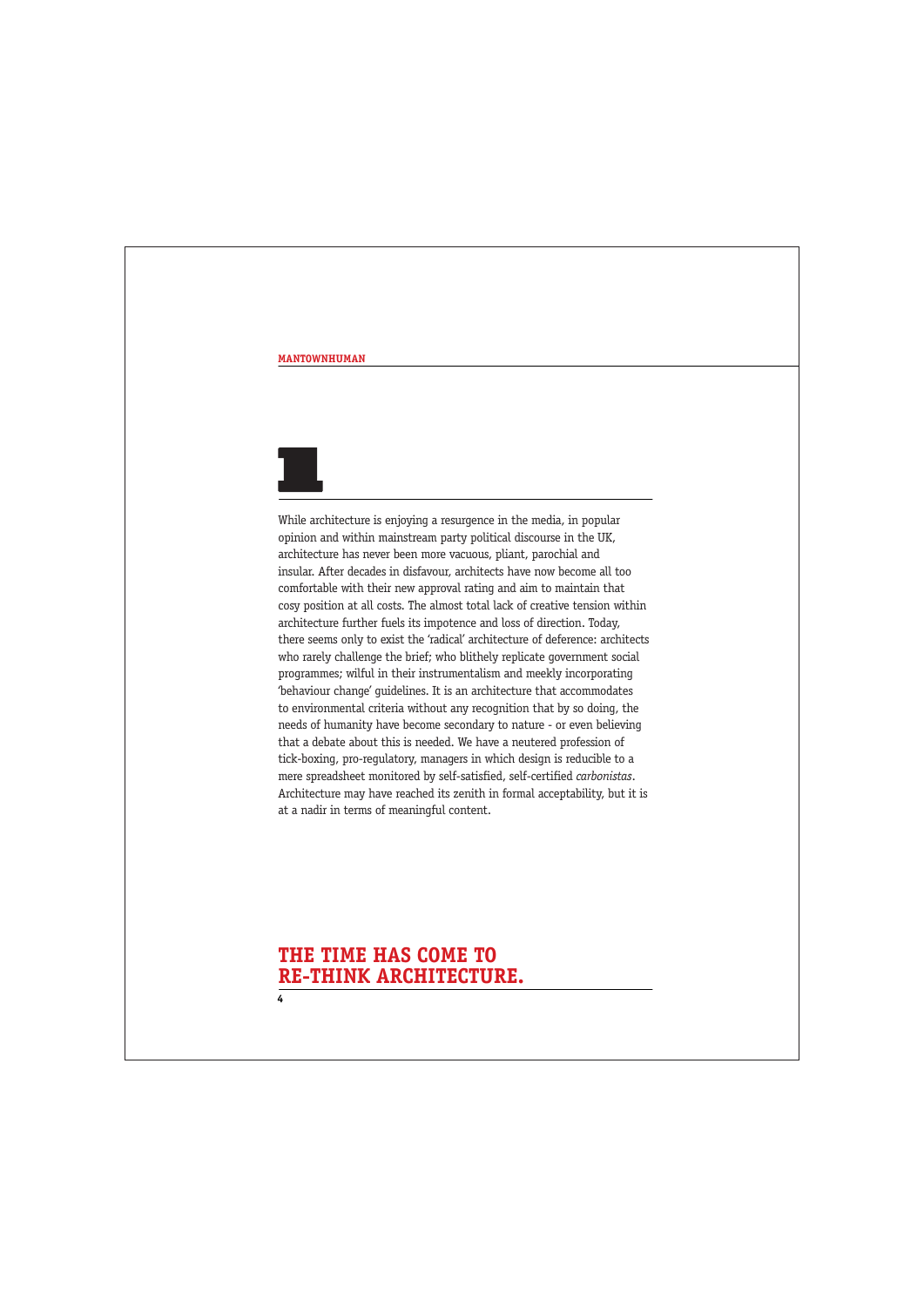# 1

While architecture is enjoying a resurgence in the media, in popular opinion and within mainstream party political discourse in the UK, architecture has never been more vacuous, pliant, parochial and insular. After decades in disfavour, architects have now become all too comfortable with their new approval rating and aim to maintain that cosy position at all costs. The almost total lack of creative tension within architecture further fuels its impotence and loss of direction. Today, there seems only to exist the 'radical' architecture of deference: architects who rarely challenge the brief; who blithely replicate government social programmes; wilful in their instrumentalism and meekly incorporating 'behaviour change' guidelines. It is an architecture that accommodates to environmental criteria without any recognition that by so doing, the needs of humanity have become secondary to nature - or even believing that a debate about this is needed. We have a neutered profession of tick-boxing, pro-regulatory, managers in which design is reducible to a mere spreadsheet monitored by self-satisfied, self-certified *carbonistas*. Architecture may have reached its zenith in formal acceptability, but it is at a nadir in terms of meaningful content.

## THE TIME HAS COME TO RE-THINK ARCHITECTURE.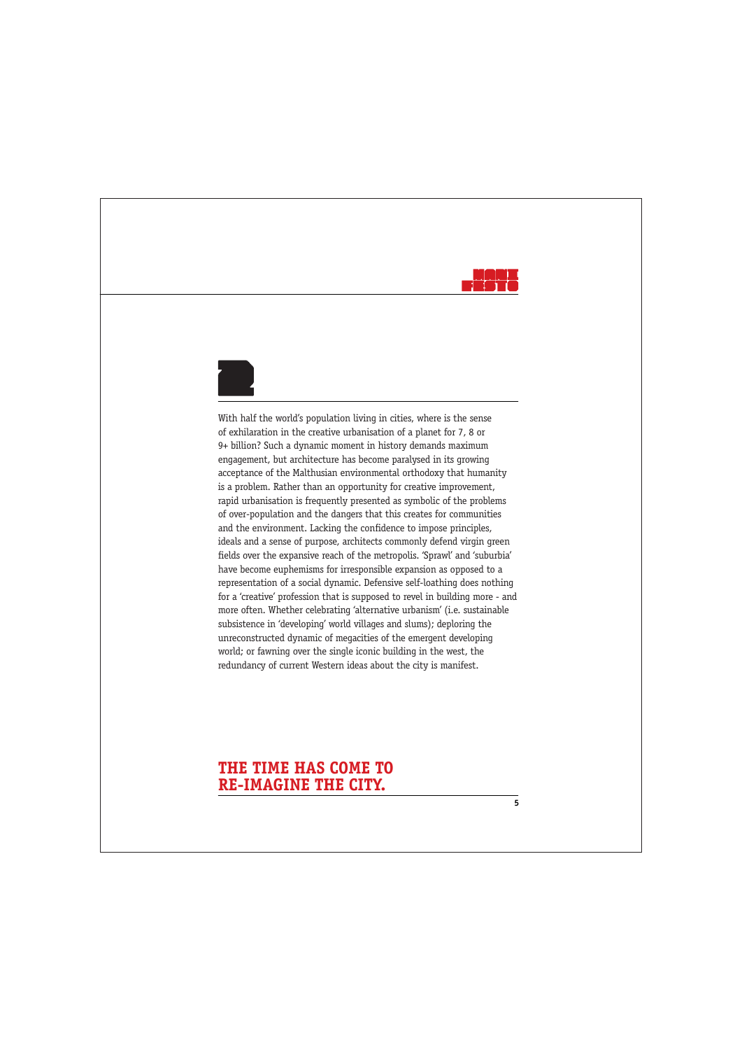## 2

With half the world's population living in cities, where is the sense of exhilaration in the creative urbanisation of a planet for 7, 8 or 9+ billion? Such a dynamic moment in history demands maximum engagement, but architecture has become paralysed in its growing acceptance of the Malthusian environmental orthodoxy that humanity is a problem. Rather than an opportunity for creative improvement, rapid urbanisation is frequently presented as symbolic of the problems of over-population and the dangers that this creates for communities and the environment. Lacking the confidence to impose principles, ideals and a sense of purpose, architects commonly defend virgin green fields over the expansive reach of the metropolis. 'Sprawl' and 'suburbia' have become euphemisms for irresponsible expansion as opposed to a representation of a social dynamic. Defensive self-loathing does nothing for a 'creative' profession that is supposed to revel in building more - and more often. Whether celebrating 'alternative urbanism' (i.e. sustainable subsistence in 'developing' world villages and slums); deploring the unreconstructed dynamic of megacities of the emergent developing world; or fawning over the single iconic building in the west, the redundancy of current Western ideas about the city is manifest.

**THE TIME HAS COME TO RE-IMAGINE THE CITY.**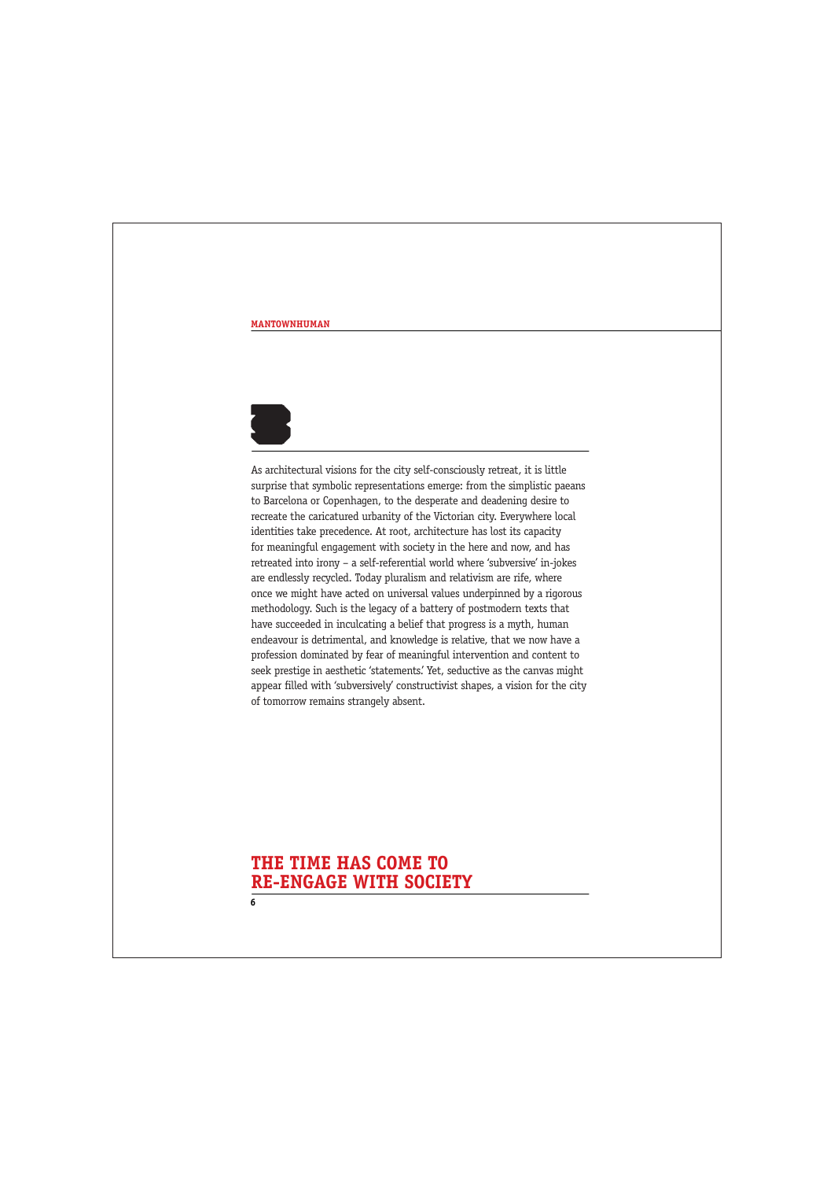3

As architectural visions for the city self-consciously retreat, it is little surprise that symbolic representations emerge: from the simplistic paeans to Barcelona or Copenhagen, to the desperate and deadening desire to recreate the caricatured urbanity of the Victorian city. Everywhere local identities take precedence. At root, architecture has lost its capacity for meaningful engagement with society in the here and now, and has retreated into irony – a self-referential world where 'subversive' in-jokes are endlessly recycled. Today pluralism and relativism are rife, where once we might have acted on universal values underpinned by a rigorous methodology. Such is the legacy of a battery of postmodern texts that have succeeded in inculcating a belief that progress is a myth, human endeavour is detrimental, and knowledge is relative, that we now have a profession dominated by fear of meaningful intervention and content to seek prestige in aesthetic 'statements.' Yet, seductive as the canvas might appear filled with 'subversively' constructivist shapes, a vision for the city of tomorrow remains strangely absent.

## THE TIME HAS COME TO RE-ENGAGE WITH SOCIETY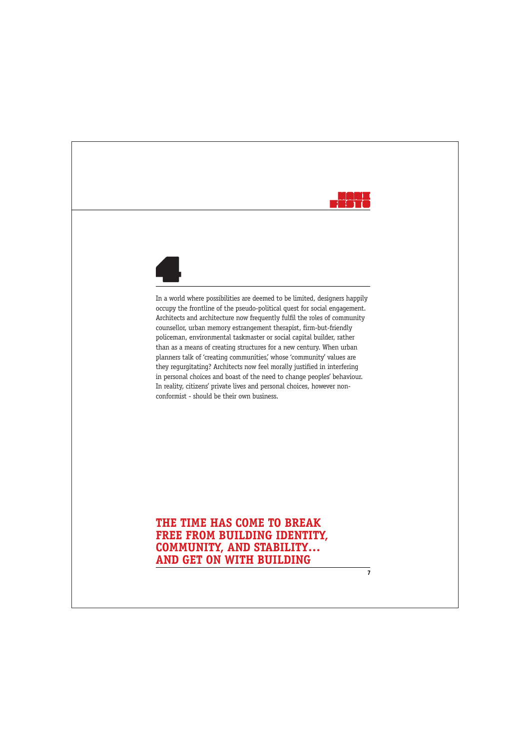# 4

In a world where possibilities are deemed to be limited, designers happily occupy the frontline of the pseudo-political quest for social engagement. Architects and architecture now frequently fulfil the roles of community counsellor, urban memory estrangement therapist, firm-but-friendly policeman, environmental taskmaster or social capital builder, rather than as a means of creating structures for a new century. When urban planners talk of 'creating communities,' whose 'community' values are they regurgitating? Architects now feel morally justified in interfering in personal choices and boast of the need to change peoples' behaviour. In reality, citizens' private lives and personal choices, however non-conformist - should be their own business.

## THE TIME HAS COME TO BREAK FREE FROM BUILDING IDENTITY, COMMUNITY, AND STABILITY… AND GET ON WITH BUILDING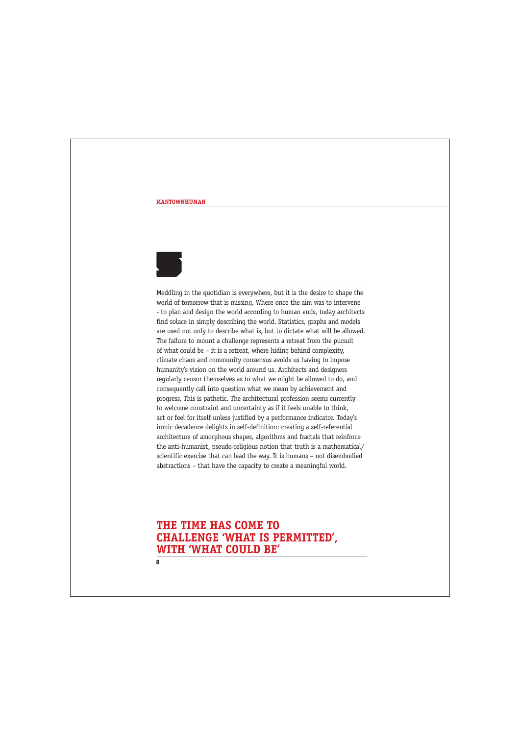## 5

Meddling in the quotidian is everywhere, but it is the desire to shape the world of tomorrow that is missing. Where once the aim was to intervene - to plan and design the world according to human ends, today architects find solace in simply describing the world. Statistics, graphs and models are used not only to describe what is, but to dictate what will be allowed. The failure to mount a challenge represents a retreat from the pursuit of what could be – it is a retreat, where hiding behind complexity, climate chaos and community consensus avoids us having to impose humanity's vision on the world around us. Architects and designers regularly censor themselves as to what we might be allowed to do, and consequently call into question what we mean by achievement and progress. This is pathetic. The architectural profession seems currently to welcome constraint and uncertainty as if it feels unable to think, act or feel for itself unless justified by a performance indicator. Today's ironic decadence delights in self-definition: creating a self-referential architecture of amorphous shapes, algorithms and fractals that reinforce the anti-humanist, pseudo-religious notion that truth is a mathematical/scientific exercise that can lead the way. It is humans – not disembodied abstractions – that have the capacity to create a meaningful world.

**THE TIME HAS COME TO CHALLENGE 'WHAT IS PERMITTED', WITH 'WHAT COULD BE'**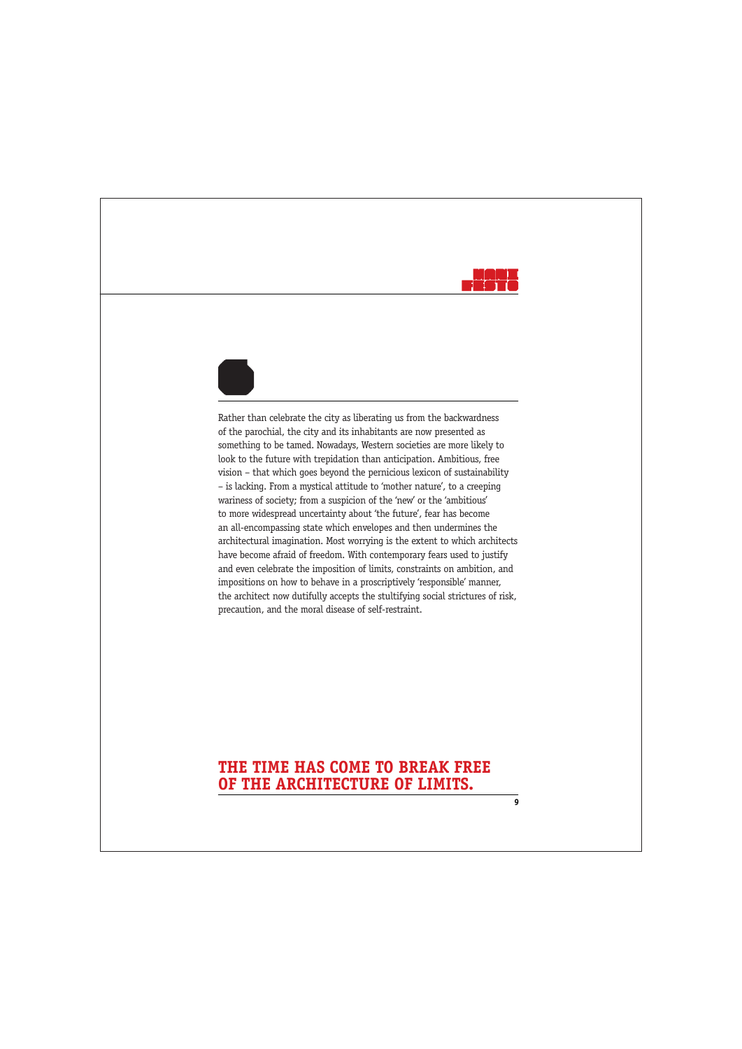Rather than celebrate the city as liberating us from the backwardness of the parochial, the city and its inhabitants are now presented as something to be tamed. Nowadays, Western societies are more likely to look to the future with trepidation than anticipation. Ambitious, free vision – that which goes beyond the pernicious lexicon of sustainability – is lacking. From a mystical attitude to 'mother nature', to a creeping wariness of society; from a suspicion of the 'new' or the 'ambitious' to more widespread uncertainty about 'the future', fear has become an all-encompassing state which envelopes and then undermines the architectural imagination. Most worrying is the extent to which architects have become afraid of freedom. With contemporary fears used to justify and even celebrate the imposition of limits, constraints on ambition, and impositions on how to behave in a proscriptively 'responsible' manner, the architect now dutifully accepts the stultifying social strictures of risk, precaution, and the moral disease of self-restraint.

**THE TIME HAS COME TO BREAK FREE OF THE ARCHITECTURE OF LIMITS.**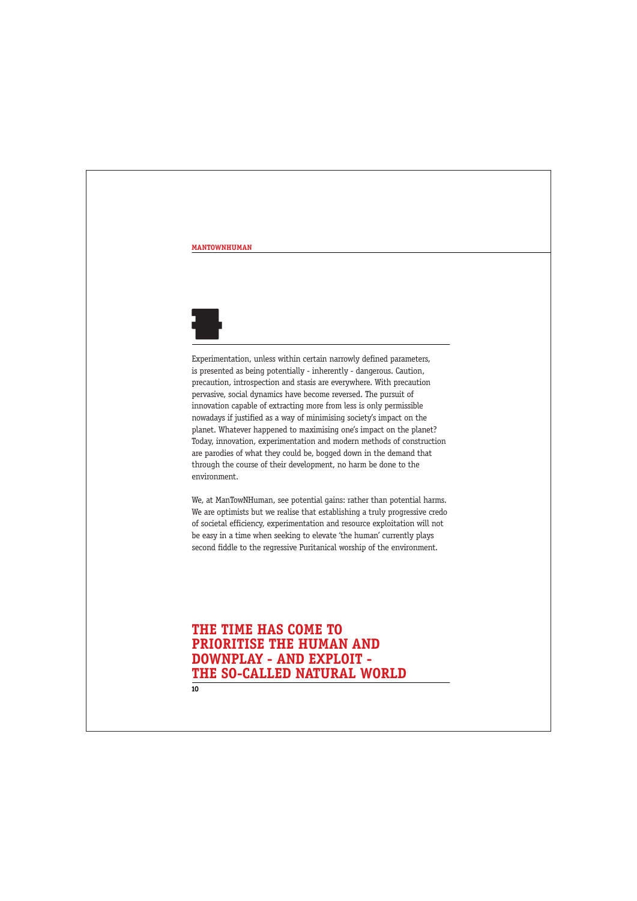Experimentation, unless within certain narrowly defined parameters, is presented as being potentially - inherently - dangerous. Caution, precaution, introspection and stasis are everywhere. With precaution pervasive, social dynamics have become reversed. The pursuit of innovation capable of extracting more from less is only permissible nowadays if justified as a way of minimising society's impact on the planet. Whatever happened to maximising one's impact on the planet? Today, innovation, experimentation and modern methods of construction are parodies of what they could be, bogged down in the demand that through the course of their development, no harm be done to the environment.

We, at ManTowNHuman, see potential gains: rather than potential harms. We are optimists but we realise that establishing a truly progressive credo of societal efficiency, experimentation and resource exploitation will not be easy in a time when seeking to elevate 'the human' currently plays second fiddle to the regressive Puritanical worship of the environment.

## THE TIME HAS COME TO PRIORITISE THE HUMAN AND DOWNPLAY - AND EXPLOIT - THE SO-CALLED NATURAL WORLD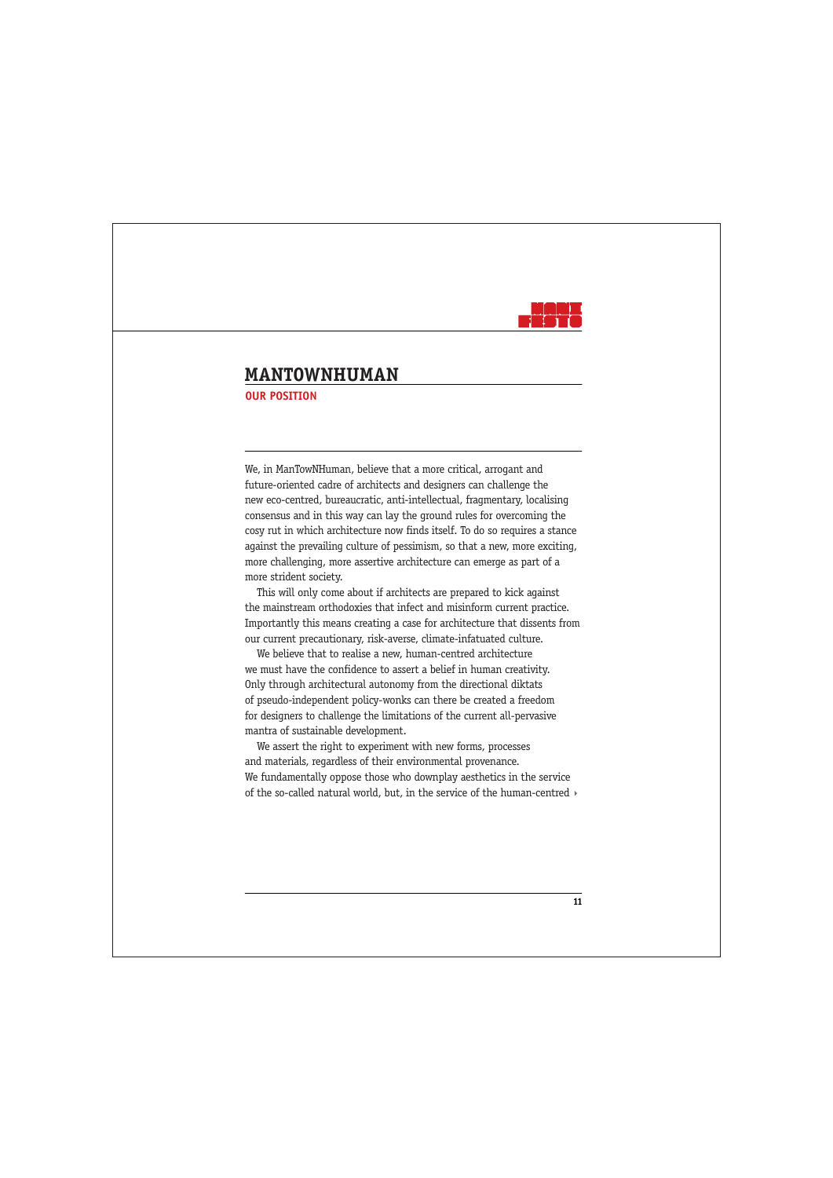## MANTOWNHUMAN

### OUR POSITION

We, in ManTowNHuman, believe that a more critical, arrogant and future-oriented cadre of architects and designers can challenge the new eco-centred, bureaucratic, anti-intellectual, fragmentary, localising consensus and in this way can lay the ground rules for overcoming the cosy rut in which architecture now finds itself. To do so requires a stance against the prevailing culture of pessimism, so that a new, more exciting, more challenging, more assertive architecture can emerge as part of a more strident society.

This will only come about if architects are prepared to kick against the mainstream orthodoxies that infect and misinform current practice. Importantly this means creating a case for architecture that dissents from our current precautionary, risk-averse, climate-infatuated culture.

We believe that to realise a new, human-centred architecture we must have the confidence to assert a belief in human creativity. Only through architectural autonomy from the directional diktats of pseudo-independent policy-wonks can there be created a freedom for designers to challenge the limitations of the current all-pervasive mantra of sustainable development.

We assert the right to experiment with new forms, processes and materials, regardless of their environmental provenance. We fundamentally oppose those who downplay aesthetics in the service of the so-called natural world, but, in the service of the human-centred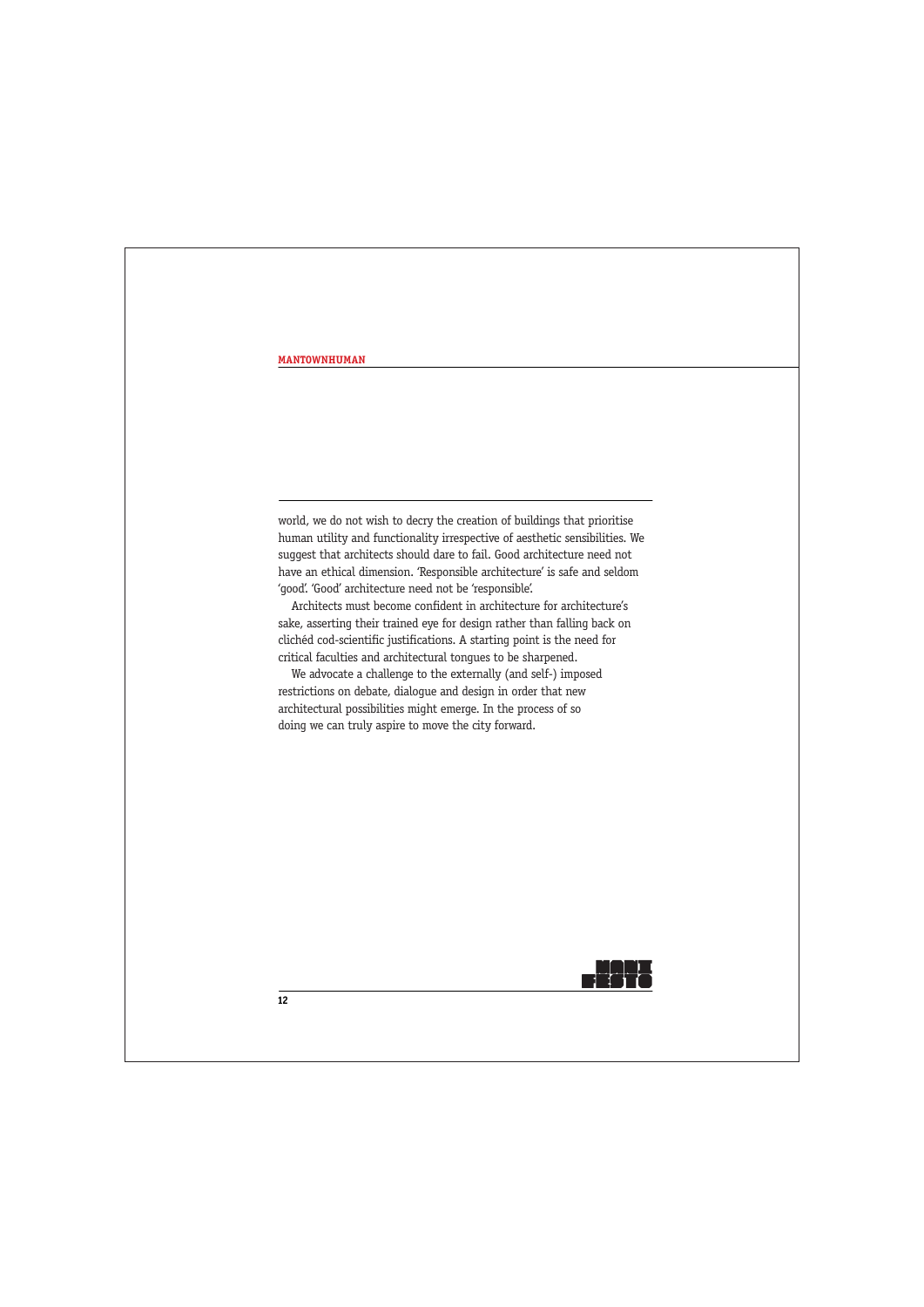world, we do not wish to decry the creation of buildings that prioritise human utility and functionality irrespective of aesthetic sensibilities. We suggest that architects should dare to fail. Good architecture need not have an ethical dimension. 'Responsible architecture' is safe and seldom 'good'. 'Good' architecture need not be 'responsible'.

Architects must become confident in architecture for architecture's sake, asserting their trained eye for design rather than falling back on clichéd cod-scientific justifications. A starting point is the need for critical faculties and architectural tongues to be sharpened.

We advocate a challenge to the externally (and self-) imposed restrictions on debate, dialogue and design in order that new architectural possibilities might emerge. In the process of so doing we can truly aspire to move the city forward.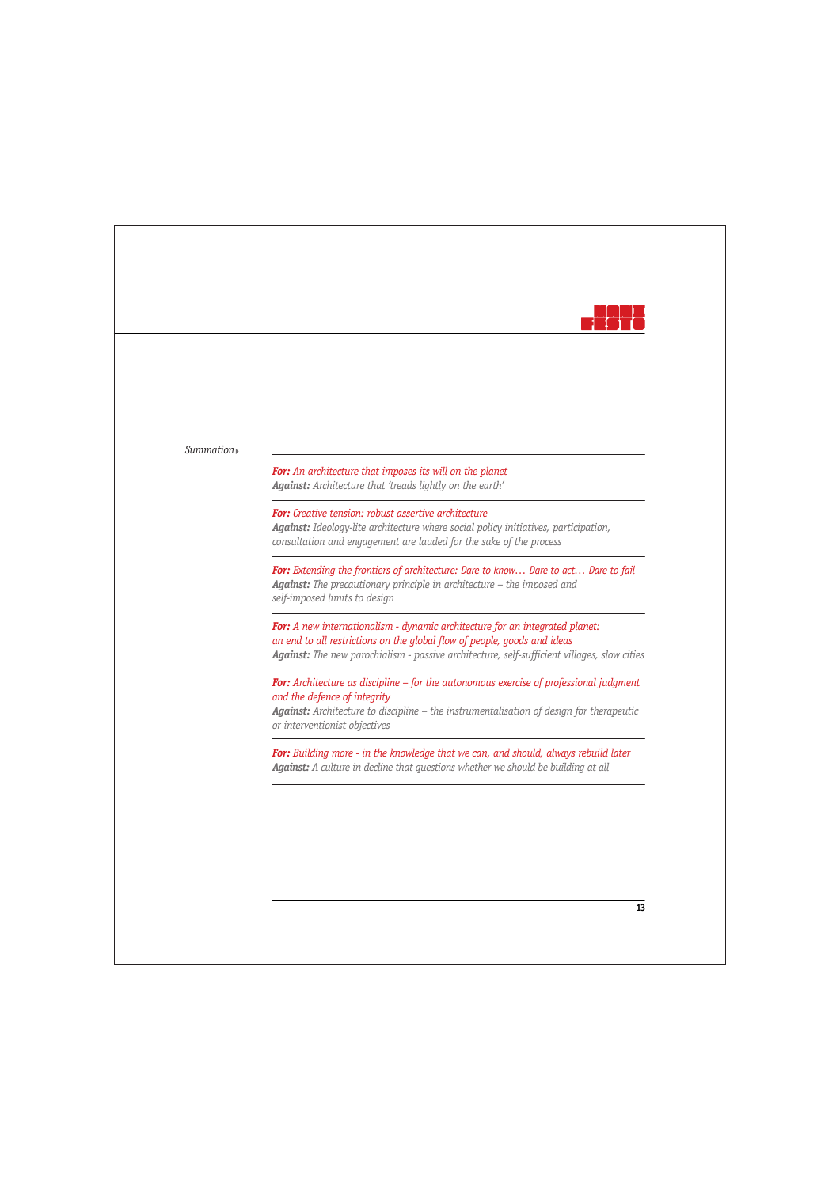*Summation*

---

***For:*** *An architecture that imposes its will on the planet*
***Against:*** *Architecture that 'treads lightly on the earth'*

---

***For:*** *Creative tension: robust assertive architecture*
***Against:*** *Ideology-lite architecture where social policy initiatives, participation, consultation and engagement are lauded for the sake of the process*

---

***For:*** *Extending the frontiers of architecture: Dare to know… Dare to act… Dare to fail*
***Against:*** *The precautionary principle in architecture – the imposed and self-imposed limits to design*

---

***For:*** *A new internationalism - dynamic architecture for an integrated planet: an end to all restrictions on the global flow of people, goods and ideas*
***Against:*** *The new parochialism - passive architecture, self-sufficient villages, slow cities*

---

***For:*** *Architecture as discipline – for the autonomous exercise of professional judgment and the defence of integrity*
***Against:*** *Architecture to discipline – the instrumentalisation of design for therapeutic or interventionist objectives*

---

***For:*** *Building more - in the knowledge that we can, and should, always rebuild later*
***Against:*** *A culture in decline that questions whether we should be building at all*

---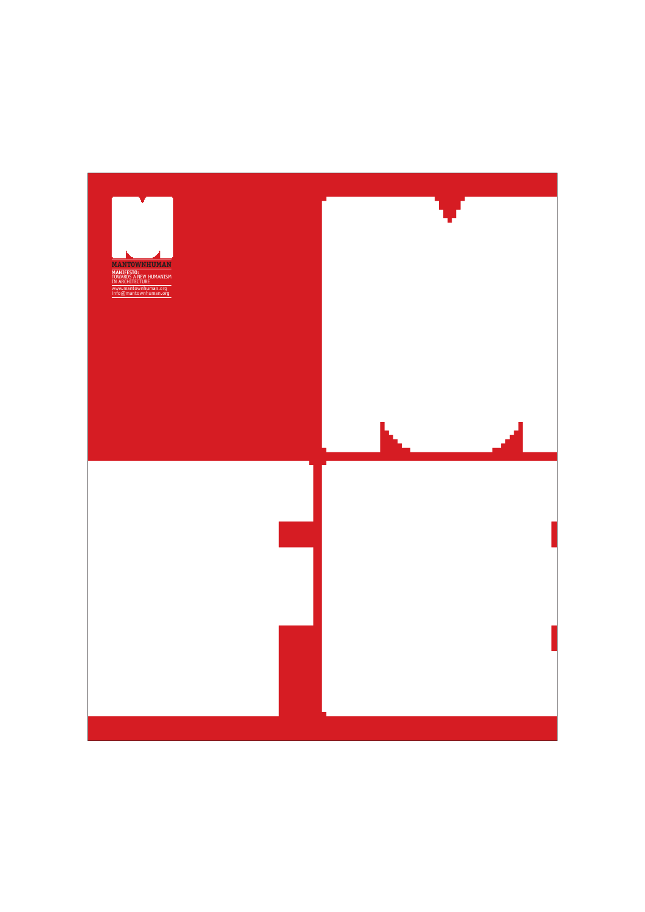MANTOWNHUMAN

MANIFESTO:
TOWARDS A NEW HUMANISM
IN ARCHITECTURE

www.mantownhuman.org
info@mantownhuman.org